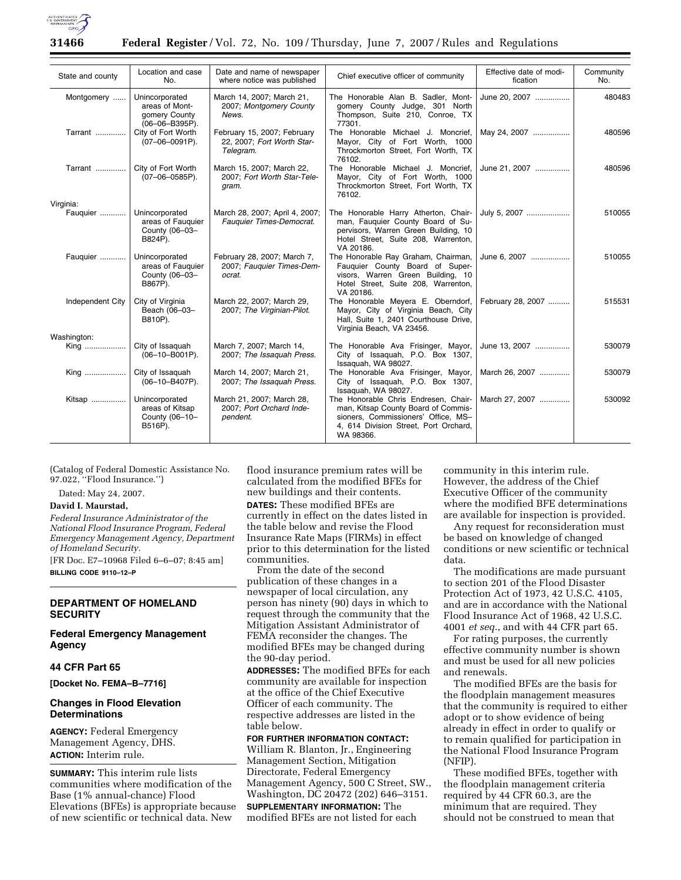| State and county | Location and case No. | Date and name of newspaper where notice was published | Chief executive officer of community | Effective date of modification | Community No. |
|---|---|---|---|---|---|
| Montgomery | Unincorporated areas of Montgomery County (06–06–B395P). | March 14, 2007; March 21, 2007; *Montgomery County News*. | The Honorable Alan B. Sadler, Montgomery County Judge, 301 North Thompson, Suite 210, Conroe, TX 77301. | June 20, 2007 | 480483 |
| Tarrant | City of Fort Worth (07–06–0091P). | February 15, 2007; February 22, 2007; *Fort Worth Star-Telegram*. | The Honorable Michael J. Moncrief, Mayor, City of Fort Worth, 1000 Throckmorton Street, Fort Worth, TX 76102. | May 24, 2007 | 480596 |
| Tarrant | City of Fort Worth (07–06–0585P). | March 15, 2007; March 22, 2007; *Fort Worth Star-Telegram*. | The Honorable Michael J. Moncrief, Mayor, City of Fort Worth, 1000 Throckmorton Street, Fort Worth, TX 76102. | June 21, 2007 | 480596 |
| Virginia: | | | | | |
| Fauquier | Unincorporated areas of Fauquier County (06–03–B824P). | March 28, 2007; April 4, 2007; *Fauquier Times-Democrat*. | The Honorable Harry Atherton, Chairman, Fauquier County Board of Supervisors, Warren Green Building, 10 Hotel Street, Suite 208, Warrenton, VA 20186. | July 5, 2007 | 510055 |
| Fauquier | Unincorporated areas of Fauquier County (06–03–B867P). | February 28, 2007; March 7, 2007; *Fauquier Times-Democrat*. | The Honorable Ray Graham, Chairman, Fauquier County Board of Supervisors, Warren Green Building, 10 Hotel Street, Suite 208, Warrenton, VA 20186. | June 6, 2007 | 510055 |
| Independent City | City of Virginia Beach (06–03–B810P). | March 22, 2007; March 29, 2007; *The Virginian-Pilot*. | The Honorable Meyera E. Oberndorf, Mayor, City of Virginia Beach, City Hall, Suite 1, 2401 Courthouse Drive, Virginia Beach, VA 23456. | February 28, 2007 | 515531 |
| Washington: | | | | | |
| King | City of Issaquah (06–10–B001P). | March 7, 2007; March 14, 2007; *The Issaquah Press*. | The Honorable Ava Frisinger, Mayor, City of Issaquah, P.O. Box 1307, Issaquah, WA 98027. | June 13, 2007 | 530079 |
| King | City of Issaquah (06–10–B407P). | March 14, 2007; March 21, 2007; *The Issaquah Press*. | The Honorable Ava Frisinger, Mayor, City of Issaquah, P.O. Box 1307, Issaquah, WA 98027. | March 26, 2007 | 530079 |
| Kitsap | Unincorporated areas of Kitsap County (06–10–B516P). | March 21, 2007; March 28, 2007; *Port Orchard Independent*. | The Honorable Chris Endresen, Chairman, Kitsap County Board of Commissioners, Commissioners' Office, MS–4, 614 Division Street, Port Orchard, WA 98366. | March 27, 2007 | 530092 |

(Catalog of Federal Domestic Assistance No. 97.022, ''Flood Insurance.'')

Dated: May 24, 2007.

**David I. Maurstad,**

*Federal Insurance Administrator of the National Flood Insurance Program, Federal Emergency Management Agency, Department of Homeland Security.*

[FR Doc. E7–10968 Filed 6–6–07; 8:45 am]

**BILLING CODE 9110–12–P**

## DEPARTMENT OF HOMELAND SECURITY

### Federal Emergency Management Agency

### 44 CFR Part 65

**[Docket No. FEMA–B–7716]**

### Changes in Flood Elevation Determinations

**AGENCY:** Federal Emergency Management Agency, DHS.

**ACTION:** Interim rule.

**SUMMARY:** This interim rule lists communities where modification of the Base (1% annual-chance) Flood Elevations (BFEs) is appropriate because of new scientific or technical data. New flood insurance premium rates will be calculated from the modified BFEs for new buildings and their contents.

**DATES:** These modified BFEs are currently in effect on the dates listed in the table below and revise the Flood Insurance Rate Maps (FIRMs) in effect prior to this determination for the listed communities.

From the date of the second publication of these changes in a newspaper of local circulation, any person has ninety (90) days in which to request through the community that the Mitigation Assistant Administrator of FEMA reconsider the changes. The modified BFEs may be changed during the 90-day period.

**ADDRESSES:** The modified BFEs for each community are available for inspection at the office of the Chief Executive Officer of each community. The respective addresses are listed in the table below.

**FOR FURTHER INFORMATION CONTACT:** William R. Blanton, Jr., Engineering Management Section, Mitigation Directorate, Federal Emergency Management Agency, 500 C Street, SW., Washington, DC 20472 (202) 646–3151.

**SUPPLEMENTARY INFORMATION:** The modified BFEs are not listed for each community in this interim rule. However, the address of the Chief Executive Officer of the community where the modified BFE determinations are available for inspection is provided.

Any request for reconsideration must be based on knowledge of changed conditions or new scientific or technical data.

The modifications are made pursuant to section 201 of the Flood Disaster Protection Act of 1973, 42 U.S.C. 4105, and are in accordance with the National Flood Insurance Act of 1968, 42 U.S.C. 4001 *et seq.*, and with 44 CFR part 65.

For rating purposes, the currently effective community number is shown and must be used for all new policies and renewals.

The modified BFEs are the basis for the floodplain management measures that the community is required to either adopt or to show evidence of being already in effect in order to qualify or to remain qualified for participation in the National Flood Insurance Program (NFIP).

These modified BFEs, together with the floodplain management criteria required by 44 CFR 60.3, are the minimum that are required. They should not be construed to mean that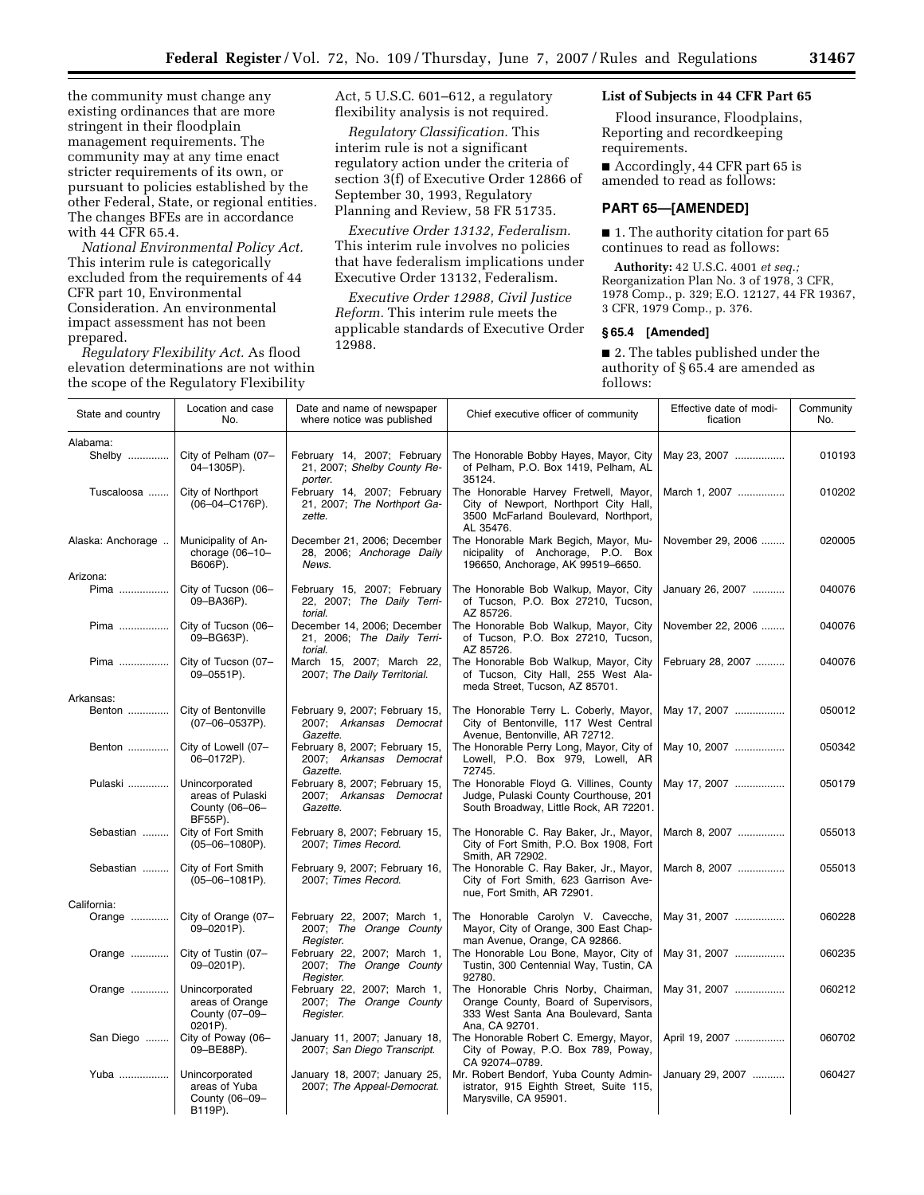the community must change any existing ordinances that are more stringent in their floodplain management requirements. The community may at any time enact stricter requirements of its own, or pursuant to policies established by the other Federal, State, or regional entities. The changes BFEs are in accordance with 44 CFR 65.4.

*National Environmental Policy Act.* This interim rule is categorically excluded from the requirements of 44 CFR part 10, Environmental Consideration. An environmental impact assessment has not been prepared.

*Regulatory Flexibility Act.* As flood elevation determinations are not within the scope of the Regulatory Flexibility Act, 5 U.S.C. 601–612, a regulatory flexibility analysis is not required.

*Regulatory Classification.* This interim rule is not a significant regulatory action under the criteria of section 3(f) of Executive Order 12866 of September 30, 1993, Regulatory Planning and Review, 58 FR 51735.

*Executive Order 13132, Federalism.* This interim rule involves no policies that have federalism implications under Executive Order 13132, Federalism.

*Executive Order 12988, Civil Justice Reform.* This interim rule meets the applicable standards of Executive Order 12988.

### List of Subjects in 44 CFR Part 65

Flood insurance, Floodplains, Reporting and recordkeeping requirements.

■ Accordingly, 44 CFR part 65 is amended to read as follows:

## PART 65—[AMENDED]

■ 1. The authority citation for part 65 continues to read as follows:

**Authority:** 42 U.S.C. 4001 *et seq.;* Reorganization Plan No. 3 of 1978, 3 CFR, 1978 Comp., p. 329; E.O. 12127, 44 FR 19367, 3 CFR, 1979 Comp., p. 376.

### § 65.4 [Amended]

■ 2. The tables published under the authority of § 65.4 are amended as follows:

| State and country | Location and case No. | Date and name of newspaper where notice was published | Chief executive officer of community | Effective date of modification | Community No. |
|---|---|---|---|---|---|
| Alabama: | | | | | |
| Shelby | City of Pelham (07–04–1305P). | February 14, 2007; February 21, 2007; *Shelby County Reporter*. | The Honorable Bobby Hayes, Mayor, City of Pelham, P.O. Box 1419, Pelham, AL 35124. | May 23, 2007 | 010193 |
| Tuscaloosa | City of Northport (06–04–C176P). | February 14, 2007; February 21, 2007; *The Northport Gazette*. | The Honorable Harvey Fretwell, Mayor, City of Newport, Northport City Hall, 3500 McFarland Boulevard, Northport, AL 35476. | March 1, 2007 | 010202 |
| Alaska: Anchorage | Municipality of Anchorage (06–10–B606P). | December 21, 2006; December 28, 2006; *Anchorage Daily News*. | The Honorable Mark Begich, Mayor, Municipality of Anchorage, P.O. Box 196650, Anchorage, AK 99519–6650. | November 29, 2006 | 020005 |
| Arizona: | | | | | |
| Pima | City of Tucson (06–09–BA36P). | February 15, 2007; February 22, 2007; *The Daily Territorial*. | The Honorable Bob Walkup, Mayor, City of Tucson, P.O. Box 27210, Tucson, AZ 85726. | January 26, 2007 | 040076 |
| Pima | City of Tucson (06–09–BG63P). | December 14, 2006; December 21, 2006; *The Daily Territorial*. | The Honorable Bob Walkup, Mayor, City of Tucson, P.O. Box 27210, Tucson, AZ 85726. | November 22, 2006 | 040076 |
| Pima | City of Tucson (07–09–0551P). | March 15, 2007; March 22, 2007; *The Daily Territorial*. | The Honorable Bob Walkup, Mayor, City of Tucson, City Hall, 255 West Alameda Street, Tucson, AZ 85701. | February 28, 2007 | 040076 |
| Arkansas: | | | | | |
| Benton | City of Bentonville (07–06–0537P). | February 9, 2007; February 15, 2007; *Arkansas Democrat Gazette*. | The Honorable Terry L. Coberly, Mayor, City of Bentonville, 117 West Central Avenue, Bentonville, AR 72712. | May 17, 2007 | 050012 |
| Benton | City of Lowell (07–06–0172P). | February 8, 2007; February 15, 2007; *Arkansas Democrat Gazette*. | The Honorable Perry Long, Mayor, City of Lowell, P.O. Box 979, Lowell, AR 72745. | May 10, 2007 | 050342 |
| Pulaski | Unincorporated areas of Pulaski County (06–06–BF55P). | February 8, 2007; February 15, 2007; *Arkansas Democrat Gazette*. | The Honorable Floyd G. Villines, County Judge, Pulaski County Courthouse, 201 South Broadway, Little Rock, AR 72201. | May 17, 2007 | 050179 |
| Sebastian | City of Fort Smith (05–06–1080P). | February 8, 2007; February 15, 2007; *Times Record*. | The Honorable C. Ray Baker, Jr., Mayor, City of Fort Smith, P.O. Box 1908, Fort Smith, AR 72902. | March 8, 2007 | 055013 |
| Sebastian | City of Fort Smith (05–06–1081P). | February 9, 2007; February 16, 2007; *Times Record*. | The Honorable C. Ray Baker, Jr., Mayor, City of Fort Smith, 623 Garrison Avenue, Fort Smith, AR 72901. | March 8, 2007 | 055013 |
| California: | | | | | |
| Orange | City of Orange (07–09–0201P). | February 22, 2007; March 1, 2007; *The Orange County Register*. | The Honorable Carolyn V. Cavecche, Mayor, City of Orange, 300 East Chapman Avenue, Orange, CA 92866. | May 31, 2007 | 060228 |
| Orange | City of Tustin (07–09–0201P). | February 22, 2007; March 1, 2007; *The Orange County Register*. | The Honorable Lou Bone, Mayor, City of Tustin, 300 Centennial Way, Tustin, CA 92780. | May 31, 2007 | 060235 |
| Orange | Unincorporated areas of Orange County (07–09–0201P). | February 22, 2007; March 1, 2007; *The Orange County Register*. | The Honorable Chris Norby, Chairman, Orange County, Board of Supervisors, 333 West Santa Ana Boulevard, Santa Ana, CA 92701. | May 31, 2007 | 060212 |
| San Diego | City of Poway (06–09–BE88P). | January 11, 2007; January 18, 2007; *San Diego Transcript*. | The Honorable Robert C. Emergy, Mayor, City of Poway, P.O. Box 789, Poway, CA 92074–0789. | April 19, 2007 | 060702 |
| Yuba | Unincorporated areas of Yuba County (06–09–B119P). | January 18, 2007; January 25, 2007; *The Appeal-Democrat*. | Mr. Robert Bendorf, Yuba County Administrator, 915 Eighth Street, Suite 115, Marysville, CA 95901. | January 29, 2007 | 060427 |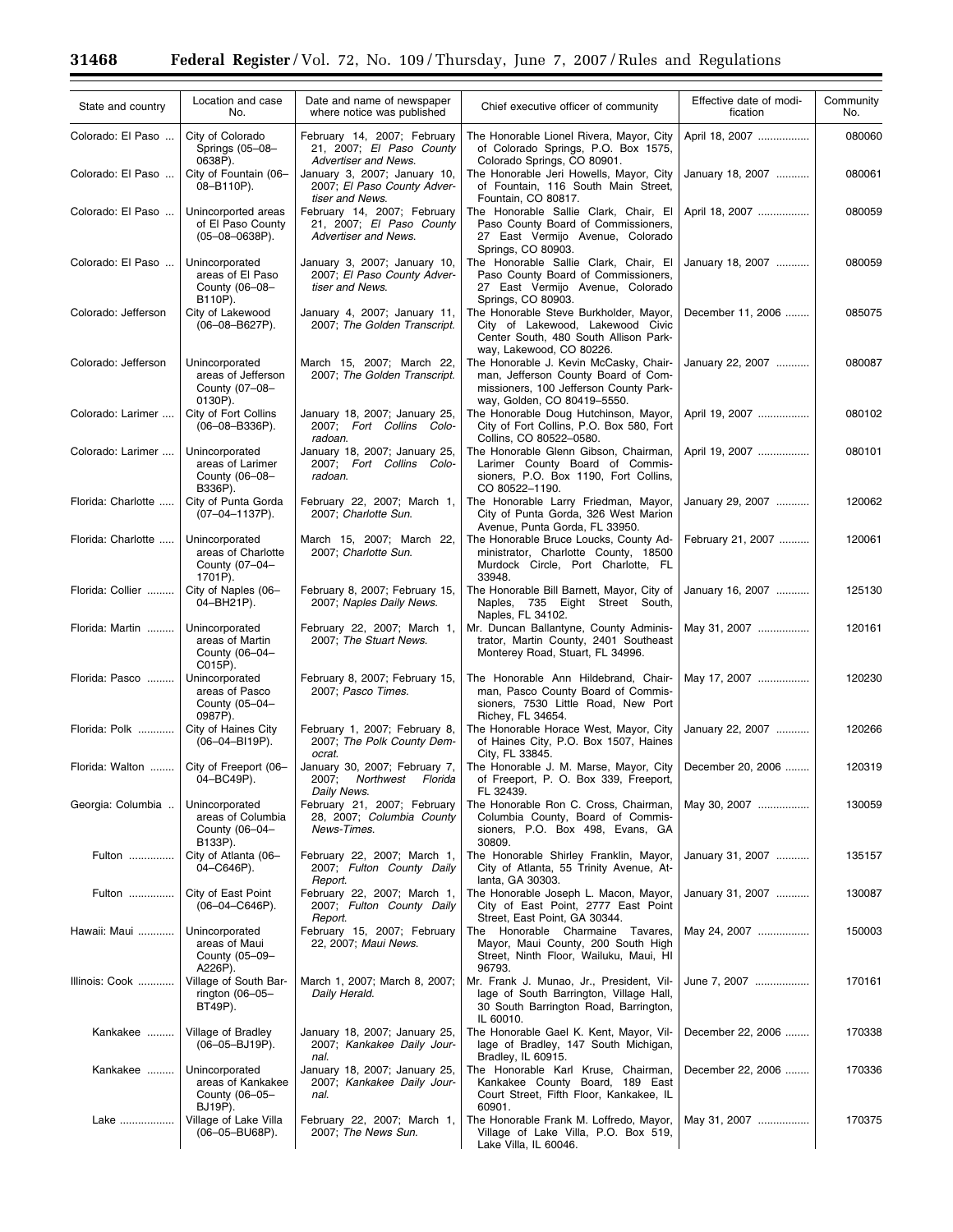| State and country | Location and case No. | Date and name of newspaper where notice was published | Chief executive officer of community | Effective date of modification | Community No. |
|---|---|---|---|---|---|
| Colorado: El Paso | City of Colorado Springs (05–08–0638P). | February 14, 2007; February 21, 2007; *El Paso County Advertiser and News*. | The Honorable Lionel Rivera, Mayor, City of Colorado Springs, P.O. Box 1575, Colorado Springs, CO 80901. | April 18, 2007 | 080060 |
| Colorado: El Paso | City of Fountain (06–08–B110P). | January 3, 2007; January 10, 2007; *El Paso County Advertiser and News*. | The Honorable Jeri Howells, Mayor, City of Fountain, 116 South Main Street, Fountain, CO 80817. | January 18, 2007 | 080061 |
| Colorado: El Paso | Unincorported areas of El Paso County (05–08–0638P). | February 14, 2007; February 21, 2007; *El Paso County Advertiser and News*. | The Honorable Sallie Clark, Chair, El Paso County Board of Commissioners, 27 East Vermijo Avenue, Colorado Springs, CO 80903. | April 18, 2007 | 080059 |
| Colorado: El Paso | Unincorporated areas of El Paso County (06–08–B110P). | January 3, 2007; January 10, 2007; *El Paso County Advertiser and News*. | The Honorable Sallie Clark, Chair, El Paso County Board of Commissioners, 27 East Vermijo Avenue, Colorado Springs, CO 80903. | January 18, 2007 | 080059 |
| Colorado: Jefferson | City of Lakewood (06–08–B627P). | January 4, 2007; January 11, 2007; *The Golden Transcript*. | The Honorable Steve Burkholder, Mayor, City of Lakewood, Lakewood Civic Center South, 480 South Allison Parkway, Lakewood, CO 80226. | December 11, 2006 | 085075 |
| Colorado: Jefferson | Unincorporated areas of Jefferson County (07–08–0130P). | March 15, 2007; March 22, 2007; *The Golden Transcript*. | The Honorable J. Kevin McCasky, Chairman, Jefferson County Board of Commissioners, 100 Jefferson County Parkway, Golden, CO 80419–5550. | January 22, 2007 | 080087 |
| Colorado: Larimer | City of Fort Collins (06–08–B336P). | January 18, 2007; January 25, 2007; *Fort Collins Coloradoan*. | The Honorable Doug Hutchinson, Mayor, City of Fort Collins, P.O. Box 580, Fort Collins, CO 80522–0580. | April 19, 2007 | 080102 |
| Colorado: Larimer | Unincorporated areas of Larimer County (06–08–B336P). | January 18, 2007; January 25, 2007; *Fort Collins Coloradoan*. | The Honorable Glenn Gibson, Chairman, Larimer County Board of Commissioners, P.O. Box 1190, Fort Collins, CO 80522–1190. | April 19, 2007 | 080101 |
| Florida: Charlotte | City of Punta Gorda (07–04–1137P). | February 22, 2007; March 1, 2007; *Charlotte Sun*. | The Honorable Larry Friedman, Mayor, City of Punta Gorda, 326 West Marion Avenue, Punta Gorda, FL 33950. | January 29, 2007 | 120062 |
| Florida: Charlotte | Unincorporated areas of Charlotte County (07–04–1701P). | March 15, 2007; March 22, 2007; *Charlotte Sun*. | The Honorable Bruce Loucks, County Administrator, Charlotte County, 18500 Murdock Circle, Port Charlotte, FL 33948. | February 21, 2007 | 120061 |
| Florida: Collier | City of Naples (06–04–BH21P). | February 8, 2007; February 15, 2007; *Naples Daily News*. | The Honorable Bill Barnett, Mayor, City of Naples, 735 Eight Street South, Naples, FL 34102. | January 16, 2007 | 125130 |
| Florida: Martin | Unincorporated areas of Martin County (06–04–C015P). | February 22, 2007; March 1, 2007; *The Stuart News*. | Mr. Duncan Ballantyne, County Administrator, Martin County, 2401 Southeast Monterey Road, Stuart, FL 34996. | May 31, 2007 | 120161 |
| Florida: Pasco | Unincorporated areas of Pasco County (05–04–0987P). | February 8, 2007; February 15, 2007; *Pasco Times*. | The Honorable Ann Hildebrand, Chairman, Pasco County Board of Commissioners, 7530 Little Road, New Port Richey, FL 34654. | May 17, 2007 | 120230 |
| Florida: Polk | City of Haines City (06–04–BI19P). | February 1, 2007; February 8, 2007; *The Polk County Democrat*. | The Honorable Horace West, Mayor, City of Haines City, P.O. Box 1507, Haines City, FL 33845. | January 22, 2007 | 120266 |
| Florida: Walton | City of Freeport (06–04–BC49P). | January 30, 2007; February 7, 2007; *Northwest Florida Daily News*. | The Honorable J. M. Marse, Mayor, City of Freeport, P. O. Box 339, Freeport, FL 32439. | December 20, 2006 | 120319 |
| Georgia: Columbia | Unincorporated areas of Columbia County (06–04–B133P). | February 21, 2007; February 28, 2007; *Columbia County News-Times*. | The Honorable Ron C. Cross, Chairman, Columbia County, Board of Commissioners, P.O. Box 498, Evans, GA 30809. | May 30, 2007 | 130059 |
| Fulton | City of Atlanta (06–04–C646P). | February 22, 2007; March 1, 2007; *Fulton County Daily Report*. | The Honorable Shirley Franklin, Mayor, City of Atlanta, 55 Trinity Avenue, Atlanta, GA 30303. | January 31, 2007 | 135157 |
| Fulton | City of East Point (06–04–C646P). | February 22, 2007; March 1, 2007; *Fulton County Daily Report*. | The Honorable Joseph L. Macon, Mayor, City of East Point, 2777 East Point Street, East Point, GA 30344. | January 31, 2007 | 130087 |
| Hawaii: Maui | Unincorporated areas of Maui County (05–09–A226P). | February 15, 2007; February 22, 2007; *Maui News*. | The Honorable Charmaine Tavares, Mayor, Maui County, 200 South High Street, Ninth Floor, Wailuku, Maui, HI 96793. | May 24, 2007 | 150003 |
| Illinois: Cook | Village of South Barrington (06–05–BT49P). | March 1, 2007; March 8, 2007; *Daily Herald*. | Mr. Frank J. Munao, Jr., President, Village of South Barrington, Village Hall, 30 South Barrington Road, Barrington, IL 60010. | June 7, 2007 | 170161 |
| Kankakee | Village of Bradley (06–05–BJ19P). | January 18, 2007; January 25, 2007; *Kankakee Daily Journal*. | The Honorable Gael K. Kent, Mayor, Village of Bradley, 147 South Michigan, Bradley, IL 60915. | December 22, 2006 | 170338 |
| Kankakee | Unincorporated areas of Kankakee County (06–05–BJ19P). | January 18, 2007; January 25, 2007; *Kankakee Daily Journal*. | The Honorable Karl Kruse, Chairman, Kankakee County Board, 189 East Court Street, Fifth Floor, Kankakee, IL 60901. | December 22, 2006 | 170336 |
| Lake | Village of Lake Villa (06–05–BU68P). | February 22, 2007; March 1, 2007; *The News Sun*. | The Honorable Frank M. Loffredo, Mayor, Village of Lake Villa, P.O. Box 519, Lake Villa, IL 60046. | May 31, 2007 | 170375 |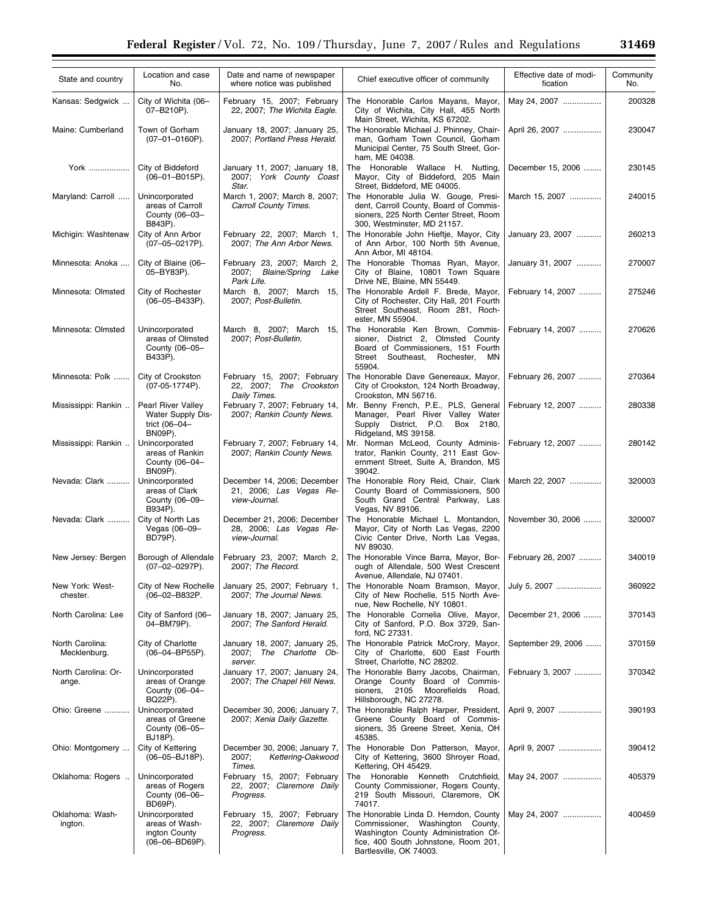| State and country | Location and case No. | Date and name of newspaper where notice was published | Chief executive officer of community | Effective date of modification | Community No. |
|---|---|---|---|---|---|
| Kansas: Sedgwick ... | City of Wichita (06–07–B210P). | February 15, 2007; February 22, 2007; *The Wichita Eagle.* | The Honorable Carlos Mayans, Mayor, City of Wichita, City Hall, 455 North Main Street, Wichita, KS 67202. | May 24, 2007 ................ | 200328 |
| Maine: Cumberland | Town of Gorham (07–01–0160P). | January 18, 2007; January 25, 2007; *Portland Press Herald.* | The Honorable Michael J. Phinney, Chairman, Gorham Town Council, Gorham Municipal Center, 75 South Street, Gorham, ME 04038. | April 26, 2007 ................ | 230047 |
| York .................. | City of Biddeford (06–01–B015P). | January 11, 2007; January 18, 2007; *York County Coast Star.* | The Honorable Wallace H. Nutting, Mayor, City of Biddeford, 205 Main Street, Biddeford, ME 04005. | December 15, 2006 ........ | 230145 |
| Maryland: Carroll ..... | Unincorporated areas of Carroll County (06–03–B843P). | March 1, 2007; March 8, 2007; *Carroll County Times.* | The Honorable Julia W. Gouge, President, Carroll County, Board of Commissioners, 225 North Center Street, Room 300, Westminster, MD 21157. | March 15, 2007 ............. | 240015 |
| Michigin: Washtenaw | City of Ann Arbor (07–05–0217P). | February 22, 2007; March 1, 2007; *The Ann Arbor News.* | The Honorable John Hieftje, Mayor, City of Ann Arbor, 100 North 5th Avenue, Ann Arbor, MI 48104. | January 23, 2007 ........... | 260213 |
| Minnesota: Anoka .... | City of Blaine (06–05–BY83P). | February 23, 2007; March 2, 2007; *Blaine/Spring Lake Park Life.* | The Honorable Thomas Ryan, Mayor, City of Blaine, 10801 Town Square Drive NE, Blaine, MN 55449. | January 31, 2007 ........... | 270007 |
| Minnesota: Olmsted | City of Rochester (06–05–B433P). | March 8, 2007; March 15, 2007; *Post-Bulletin.* | The Honorable Ardell F. Brede, Mayor, City of Rochester, City Hall, 201 Fourth Street Southeast, Room 281, Rochester, MN 55904. | February 14, 2007 .......... | 275246 |
| Minnesota: Olmsted | Unincorporated areas of Olmsted County (06–05–B433P). | March 8, 2007; March 15, 2007; *Post-Bulletin.* | The Honorable Ken Brown, Commissioner, District 2, Olmsted County Board of Commissioners, 151 Fourth Street Southeast, Rochester, MN 55904. | February 14, 2007 .......... | 270626 |
| Minnesota: Polk ....... | City of Crookston (07-05-1774P). | February 15, 2007; February 22, 2007; *The Crookston Daily Times.* | The Honorable Dave Genereaux, Mayor, City of Crookston, 124 North Broadway, Crookston, MN 56716. | February 26, 2007 .......... | 270364 |
| Mississippi: Rankin .. | Pearl River Valley Water Supply District (06–04–BN09P). | February 7, 2007; February 14, 2007; *Rankin County News.* | Mr. Benny French, P.E., PLS, General Manager, Pearl River Valley Water Supply District, P.O. Box 2180, Ridgeland, MS 39158. | February 12, 2007 .......... | 280338 |
| Mississippi: Rankin .. | Unincorporated areas of Rankin County (06–04–BN09P). | February 7, 2007; February 14, 2007; *Rankin County News.* | Mr. Norman McLeod, County Administrator, Rankin County, 211 East Government Street, Suite A, Brandon, MS 39042. | February 12, 2007 .......... | 280142 |
| Nevada: Clark .......... | Unincorporated areas of Clark County (06–09–B934P). | December 14, 2006; December 21, 2006; *Las Vegas Review-Journal.* | The Honorable Rory Reid, Chair, Clark County Board of Commissioners, 500 South Grand Central Parkway, Las Vegas, NV 89106. | March 22, 2007 ............. | 320003 |
| Nevada: Clark .......... | City of North Las Vegas (06–09–BD79P). | December 21, 2006; December 28, 2006; *Las Vegas Review-Journal.* | The Honorable Michael L. Montandon, Mayor, City of North Las Vegas, 2200 Civic Center Drive, North Las Vegas, NV 89030. | November 30, 2006 ........ | 320007 |
| New Jersey: Bergen | Borough of Allendale (07–02–0297P). | February 23, 2007; March 2, 2007; *The Record.* | The Honorable Vince Barra, Mayor, Borough of Allendale, 500 West Crescent Avenue, Allendale, NJ 07401. | February 26, 2007 .......... | 340019 |
| New York: Westchester. | City of New Rochelle (06–02–B832P. | January 25, 2007; February 1, 2007; *The Journal News.* | The Honorable Noam Bramson, Mayor, City of New Rochelle, 515 North Avenue, New Rochelle, NY 10801. | July 5, 2007 .................... | 360922 |
| North Carolina: Lee | City of Sanford (06–04–BM79P). | January 18, 2007; January 25, 2007; *The Sanford Herald.* | The Honorable Cornelia Olive, Mayor, City of Sanford, P.O. Box 3729, Sanford, NC 27331. | December 21, 2006 ........ | 370143 |
| North Carolina: Mecklenburg. | City of Charlotte (06–04–BP55P). | January 18, 2007; January 25, 2007; *The Charlotte Observer.* | The Honorable Patrick McCrory, Mayor, City of Charlotte, 600 East Fourth Street, Charlotte, NC 28202. | September 29, 2006 ....... | 370159 |
| North Carolina: Orange. | Unincorporated areas of Orange County (06–04–BQ22P). | January 17, 2007; January 24, 2007; *The Chapel Hill News.* | The Honorable Barry Jacobs, Chairman, Orange County Board of Commissioners, 2105 Moorefields Road, Hillsborough, NC 27278. | February 3, 2007 ........... | 370342 |
| Ohio: Greene ........... | Unincorporated areas of Greene County (06–05–BJ18P). | December 30, 2006; January 7, 2007; *Xenia Daily Gazette.* | The Honorable Ralph Harper, President, Greene County Board of Commissioners, 35 Greene Street, Xenia, OH 45385. | April 9, 2007 ................... | 390193 |
| Ohio: Montgomery ... | City of Kettering (06–05–BJ18P). | December 30, 2006; January 7, 2007; *Kettering-Oakwood Times.* | The Honorable Don Patterson, Mayor, City of Kettering, 3600 Shroyer Road, Kettering, OH 45429. | April 9, 2007 ................... | 390412 |
| Oklahoma: Rogers .. | Unincorporated areas of Rogers County (06–06–BD69P). | February 15, 2007; February 22, 2007; *Claremore Daily Progress.* | The Honorable Kenneth Crutchfield, County Commissioner, Rogers County, 219 South Missouri, Claremore, OK 74017. | May 24, 2007 ................ | 405379 |
| Oklahoma: Washington. | Unincorporated areas of Washington County (06–06–BD69P). | February 15, 2007; February 22, 2007; *Claremore Daily Progress.* | The Honorable Linda D. Herndon, County Commissioner, Washington County, Washington County Administration Office, 400 South Johnstone, Room 201, Bartlesville, OK 74003. | May 24, 2007 ................ | 400459 |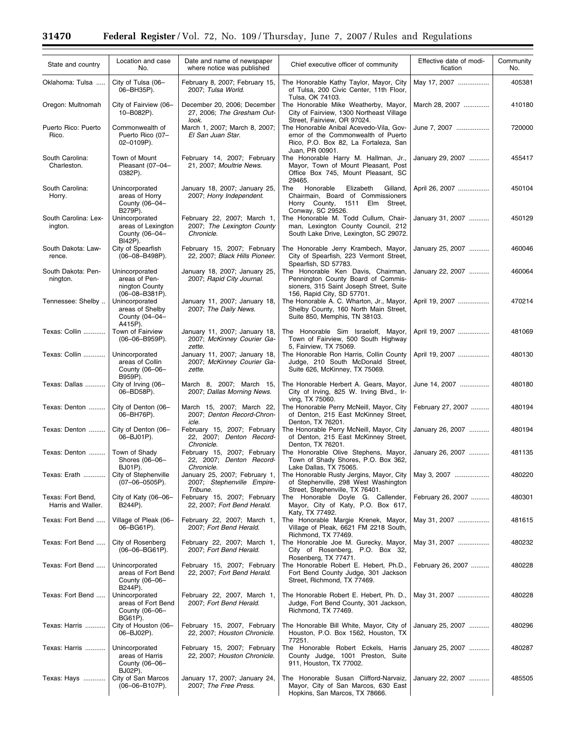| State and country | Location and case No. | Date and name of newspaper where notice was published | Chief executive officer of community | Effective date of modification | Community No. |
|---|---|---|---|---|---|
| Oklahoma: Tulsa | City of Tulsa (06–06–BH35P). | February 8, 2007; February 15, 2007; *Tulsa World*. | The Honorable Kathy Taylor, Mayor, City of Tulsa, 200 Civic Center, 11th Floor, Tulsa, OK 74103. | May 17, 2007 | 405381 |
| Oregon: Multnomah | City of Fairview (06–10–B082P). | December 20, 2006; December 27, 2006; *The Gresham Outlook*. | The Honorable Mike Weatherby, Mayor, City of Fairview, 1300 Northeast Village Street, Fairview, OR 97024. | March 28, 2007 | 410180 |
| Puerto Rico: Puerto Rico. | Commonwealth of Puerto Rico (07–02–0109P). | March 1, 2007; March 8, 2007; *El San Juan Star*. | The Honorable Anibal Acevedo-Vila, Governor of the Commonwealth of Puerto Rico, P.O. Box 82, La Fortaleza, San Juan, PR 00901. | June 7, 2007 | 720000 |
| South Carolina: Charleston. | Town of Mount Pleasant (07–04–0382P). | February 14, 2007; February 21, 2007; *Moultrie News*. | The Honorable Harry M. Hallman, Jr., Mayor, Town of Mount Pleasant, Post Office Box 745, Mount Pleasant, SC 29465. | January 29, 2007 | 455417 |
| South Carolina: Horry. | Unincorporated areas of Horry County (06–04–B279P). | January 18, 2007; January 25, 2007; *Horry Independent*. | The Honorable Elizabeth Gilland, Chairmain, Board of Commissioners Horry County, 1511 Elm Street, Conway, SC 29526. | April 26, 2007 | 450104 |
| South Carolina: Lexington. | Unincorporated areas of Lexington County (06–04–BI42P). | February 22, 2007; March 1, 2007; *The Lexington County Chronicle*. | The Honorable M. Todd Cullum, Chairman, Lexington County Council, 212 South Lake Drive, Lexington, SC 29072. | January 31, 2007 | 450129 |
| South Dakota: Lawrence. | City of Spearfish (06–08–B498P). | February 15, 2007; February 22, 2007; *Black Hills Pioneer*. | The Honorable Jerry Krambech, Mayor, City of Spearfish, 223 Vermont Street, Spearfish, SD 57783. | January 25, 2007 | 460046 |
| South Dakota: Pennington. | Unincorporated areas of Pennington County (06–08–B381P). | January 18, 2007; January 25, 2007; *Rapid City Journal*. | The Honorable Ken Davis, Chairman, Pennington County Board of Commissioners, 315 Saint Joseph Street, Suite 156, Rapid City, SD 57701. | January 22, 2007 | 460064 |
| Tennessee: Shelby | Unincorporated areas of Shelby County (04–04–A415P). | January 11, 2007; January 18, 2007; *The Daily News*. | The Honorable A. C. Wharton, Jr., Mayor, Shelby County, 160 North Main Street, Suite 850, Memphis, TN 38103. | April 19, 2007 | 470214 |
| Texas: Collin | Town of Fairview (06–06–B959P). | January 11, 2007; January 18, 2007; *McKinney Courier Gazette*. | The Honorable Sim Israeloff, Mayor, Town of Fairview, 500 South Highway 5, Fairview, TX 75069. | April 19, 2007 | 481069 |
| Texas: Collin | Unincorporated areas of Collin County (06–06–B959P). | January 11, 2007; January 18, 2007; *McKinney Courier Gazette*. | The Honorable Ron Harris, Collin County Judge, 210 South McDonald Street, Suite 626, McKinney, TX 75069. | April 19, 2007 | 480130 |
| Texas: Dallas | City of Irving (06–06–BD58P). | March 8, 2007; March 15, 2007; *Dallas Morning News*. | The Honorable Herbert A. Gears, Mayor, City of Irving, 825 W. Irving Blvd., Irving, TX 75060. | June 14, 2007 | 480180 |
| Texas: Denton | City of Denton (06–06–BH76P). | March 15, 2007; March 22, 2007; *Denton Record-Chronicle*. | The Honorable Perry McNeill, Mayor, City of Denton, 215 East McKinney Street, Denton, TX 76201. | February 27, 2007 | 480194 |
| Texas: Denton | City of Denton (06–06–BJ01P). | February 15, 2007; February 22, 2007; *Denton Record-Chronicle*. | The Honorable Perry McNeill, Mayor, City of Denton, 215 East McKinney Street, Denton, TX 76201. | January 26, 2007 | 480194 |
| Texas: Denton | Town of Shady Shores (06–06–BJ01P). | February 15, 2007; February 22, 2007; *Denton Record-Chronicle*. | The Honorable Olive Stephens, Mayor, Town of Shady Shores, P.O. Box 362, Lake Dallas, TX 75065. | January 26, 2007 | 481135 |
| Texas: Erath | City of Stephenville (07–06–0505P). | January 25, 2007; February 1, 2007; *Stephenville Empire-Tribune*. | The Honorable Rusty Jergins, Mayor, City of Stephenville, 298 West Washington Street, Stephenville, TX 76401. | May 3, 2007 | 480220 |
| Texas: Fort Bend, Harris and Waller. | City of Katy (06–06–B244P). | February 15, 2007; February 22, 2007; *Fort Bend Herald*. | The Honorable Doyle G. Callender, Mayor, City of Katy, P.O. Box 617, Katy, TX 77492. | February 26, 2007 | 480301 |
| Texas: Fort Bend | Village of Pleak (06–06–BG61P). | February 22, 2007; March 1, 2007; *Fort Bend Herald*. | The Honorable Margie Krenek, Mayor, Village of Pleak, 6621 FM 2218 South, Richmond, TX 77469. | May 31, 2007 | 481615 |
| Texas: Fort Bend | City of Rosenberg (06–06–BG61P). | February 22, 2007; March 1, 2007; *Fort Bend Herald*. | The Honorable Joe M. Gurecky, Mayor, City of Rosenberg, P.O. Box 32, Rosenberg, TX 77471. | May 31, 2007 | 480232 |
| Texas: Fort Bend | Unincorporated areas of Fort Bend County (06–06–B244P). | February 15, 2007; February 22, 2007; *Fort Bend Herald*. | The Honorable Robert E. Hebert, Ph.D., Fort Bend County Judge, 301 Jackson Street, Richmond, TX 77469. | February 26, 2007 | 480228 |
| Texas: Fort Bend | Unincorporated areas of Fort Bend County (06–06–BG61P). | February 22, 2007, March 1, 2007; *Fort Bend Herald*. | The Honorable Robert E. Hebert, Ph. D., Judge, Fort Bend County, 301 Jackson, Richmond, TX 77469. | May 31, 2007 | 480228 |
| Texas: Harris | City of Houston (06–06–BJ02P). | February 15, 2007, February 22, 2007; *Houston Chronicle*. | The Honorable Bill White, Mayor, City of Houston, P.O. Box 1562, Houston, TX 77251. | January 25, 2007 | 480296 |
| Texas: Harris | Unincorporated areas of Harris County (06–06–BJ02P). | February 15, 2007; February 22, 2007; *Houston Chronicle*. | The Honorable Robert Eckels, Harris County Judge, 1001 Preston, Suite 911, Houston, TX 77002. | January 25, 2007 | 480287 |
| Texas: Hays | City of San Marcos (06–06–B107P). | January 17, 2007; January 24, 2007; *The Free Press*. | The Honorable Susan Clifford-Narvaiz, Mayor, City of San Marcos, 630 East Hopkins, San Marcos, TX 78666. | January 22, 2007 | 485505 |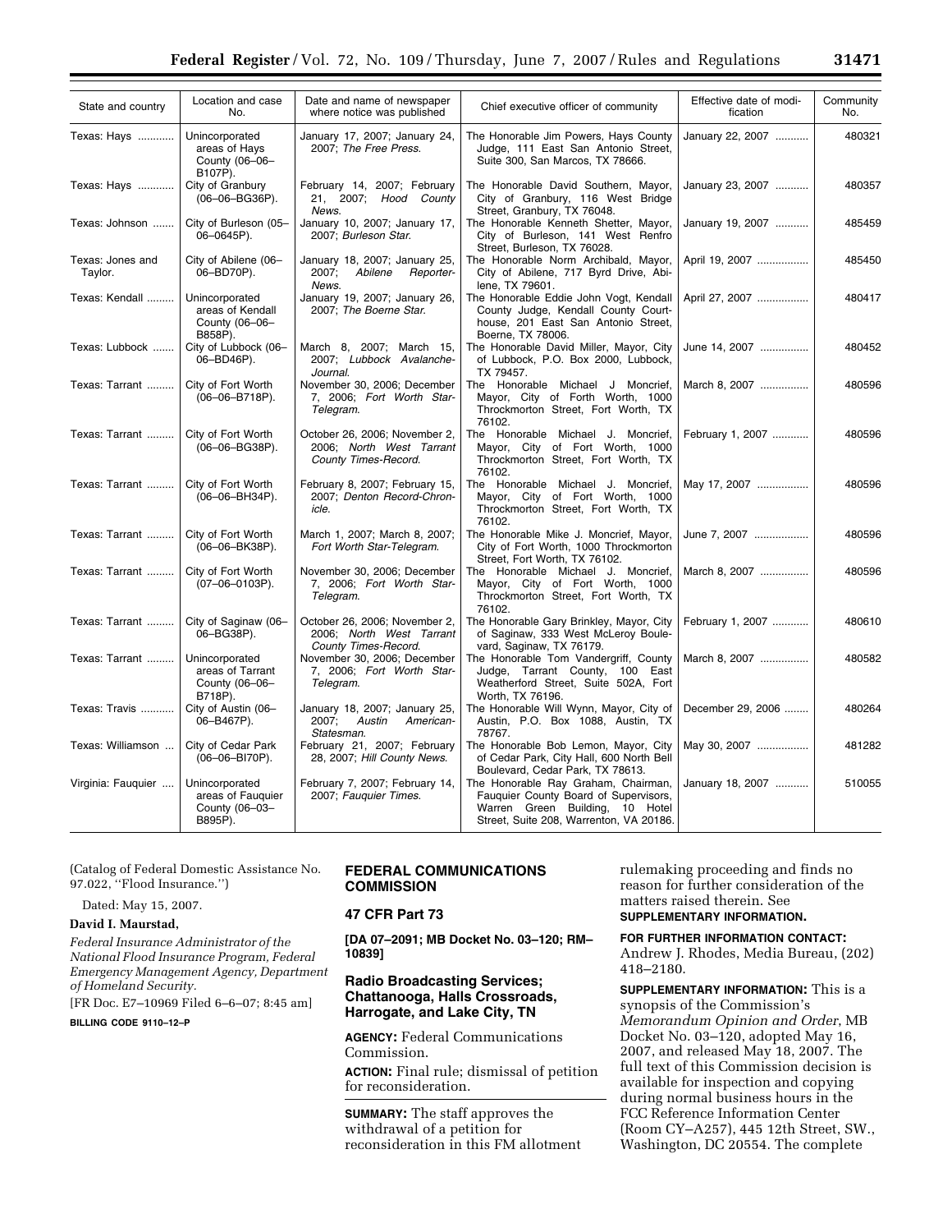| State and country | Location and case No. | Date and name of newspaper where notice was published | Chief executive officer of community | Effective date of modification | Community No. |
|---|---|---|---|---|---|
| Texas: Hays | Unincorporated areas of Hays County (06–06–B107P). | January 17, 2007; January 24, 2007; *The Free Press.* | The Honorable Jim Powers, Hays County Judge, 111 East San Antonio Street, Suite 300, San Marcos, TX 78666. | January 22, 2007 | 480321 |
| Texas: Hays | City of Granbury (06–06–BG36P). | February 14, 2007; February 21, 2007; *Hood County News.* | The Honorable David Southern, Mayor, City of Granbury, 116 West Bridge Street, Granbury, TX 76048. | January 23, 2007 | 480357 |
| Texas: Johnson | City of Burleson (05–06–0645P). | January 10, 2007; January 17, 2007; *Burleson Star.* | The Honorable Kenneth Shetter, Mayor, City of Burleson, 141 West Renfro Street, Burleson, TX 76028. | January 19, 2007 | 485459 |
| Texas: Jones and Taylor. | City of Abilene (06–06–BD70P). | January 18, 2007; January 25, 2007; *Abilene Reporter-News.* | The Honorable Norm Archibald, Mayor, City of Abilene, 717 Byrd Drive, Abilene, TX 79601. | April 19, 2007 | 485450 |
| Texas: Kendall | Unincorporated areas of Kendall County (06–06–B858P). | January 19, 2007; January 26, 2007; *The Boerne Star.* | The Honorable Eddie John Vogt, Kendall County Judge, Kendall County Courthouse, 201 East San Antonio Street, Boerne, TX 78006. | April 27, 2007 | 480417 |
| Texas: Lubbock | City of Lubbock (06–06–BD46P). | March 8, 2007; March 15, 2007; *Lubbock Avalanche-Journal.* | The Honorable David Miller, Mayor, City of Lubbock, P.O. Box 2000, Lubbock, TX 79457. | June 14, 2007 | 480452 |
| Texas: Tarrant | City of Fort Worth (06–06–B718P). | November 30, 2006; December 7, 2006; *Fort Worth Star-Telegram.* | The Honorable Michael J Moncrief, Mayor, City of Forth Worth, 1000 Throckmorton Street, Fort Worth, TX 76102. | March 8, 2007 | 480596 |
| Texas: Tarrant | City of Fort Worth (06–06–BG38P). | October 26, 2006; November 2, 2006; *North West Tarrant County Times-Record.* | The Honorable Michael J. Moncrief, Mayor, City of Fort Worth, 1000 Throckmorton Street, Fort Worth, TX 76102. | February 1, 2007 | 480596 |
| Texas: Tarrant | City of Fort Worth (06–06–BH34P). | February 8, 2007; February 15, 2007; *Denton Record-Chronicle.* | The Honorable Michael J. Moncrief, Mayor, City of Fort Worth, 1000 Throckmorton Street, Fort Worth, TX 76102. | May 17, 2007 | 480596 |
| Texas: Tarrant | City of Fort Worth (06–06–BK38P). | March 1, 2007; March 8, 2007; *Fort Worth Star-Telegram.* | The Honorable Mike J. Moncrief, Mayor, City of Fort Worth, 1000 Throckmorton Street, Fort Worth, TX 76102. | June 7, 2007 | 480596 |
| Texas: Tarrant | City of Fort Worth (07–06–0103P). | November 30, 2006; December 7, 2006; *Fort Worth Star-Telegram.* | The Honorable Michael J. Moncrief, Mayor, City of Fort Worth, 1000 Throckmorton Street, Fort Worth, TX 76102. | March 8, 2007 | 480596 |
| Texas: Tarrant | City of Saginaw (06–06–BG38P). | October 26, 2006; November 2, 2006; *North West Tarrant County Times-Record.* | The Honorable Gary Brinkley, Mayor, City of Saginaw, 333 West McLeroy Boulevard, Saginaw, TX 76179. | February 1, 2007 | 480610 |
| Texas: Tarrant | Unincorporated areas of Tarrant County (06–06–B718P). | November 30, 2006; December 7, 2006; *Fort Worth Star-Telegram.* | The Honorable Tom Vandergriff, County Judge, Tarrant County, 100 East Weatherford Street, Suite 502A, Fort Worth, TX 76196. | March 8, 2007 | 480582 |
| Texas: Travis | City of Austin (06–06–B467P). | January 18, 2007; January 25, 2007; *Austin American-Statesman.* | The Honorable Will Wynn, Mayor, City of Austin, P.O. Box 1088, Austin, TX 78767. | December 29, 2006 | 480264 |
| Texas: Williamson | City of Cedar Park (06–06–BI70P). | February 21, 2007; February 28, 2007; *Hill County News.* | The Honorable Bob Lemon, Mayor, City of Cedar Park, City Hall, 600 North Bell Boulevard, Cedar Park, TX 78613. | May 30, 2007 | 481282 |
| Virginia: Fauquier | Unincorporated areas of Fauquier County (06–03–B895P). | February 7, 2007; February 14, 2007; *Fauquier Times.* | The Honorable Ray Graham, Chairman, Fauquier County Board of Supervisors, Warren Green Building, 10 Hotel Street, Suite 208, Warrenton, VA 20186. | January 18, 2007 | 510055 |

(Catalog of Federal Domestic Assistance No. 97.022, ''Flood Insurance.'')

Dated: May 15, 2007.

**David I. Maurstad,**

*Federal Insurance Administrator of the National Flood Insurance Program, Federal Emergency Management Agency, Department of Homeland Security.*

[FR Doc. E7–10969 Filed 6–6–07; 8:45 am]

**BILLING CODE 9110–12–P**

## FEDERAL COMMUNICATIONS COMMISSION

### 47 CFR Part 73

**[DA 07–2091; MB Docket No. 03–120; RM–10839]**

### Radio Broadcasting Services; Chattanooga, Halls Crossroads, Harrogate, and Lake City, TN

**AGENCY:** Federal Communications Commission.

**ACTION:** Final rule; dismissal of petition for reconsideration.

**SUMMARY:** The staff approves the withdrawal of a petition for reconsideration in this FM allotment rulemaking proceeding and finds no reason for further consideration of the matters raised therein. See **SUPPLEMENTARY INFORMATION.**

**FOR FURTHER INFORMATION CONTACT:** Andrew J. Rhodes, Media Bureau, (202) 418–2180.

**SUPPLEMENTARY INFORMATION:** This is a synopsis of the Commission's *Memorandum Opinion and Order*, MB Docket No. 03–120, adopted May 16, 2007, and released May 18, 2007. The full text of this Commission decision is available for inspection and copying during normal business hours in the FCC Reference Information Center (Room CY–A257), 445 12th Street, SW., Washington, DC 20554. The complete